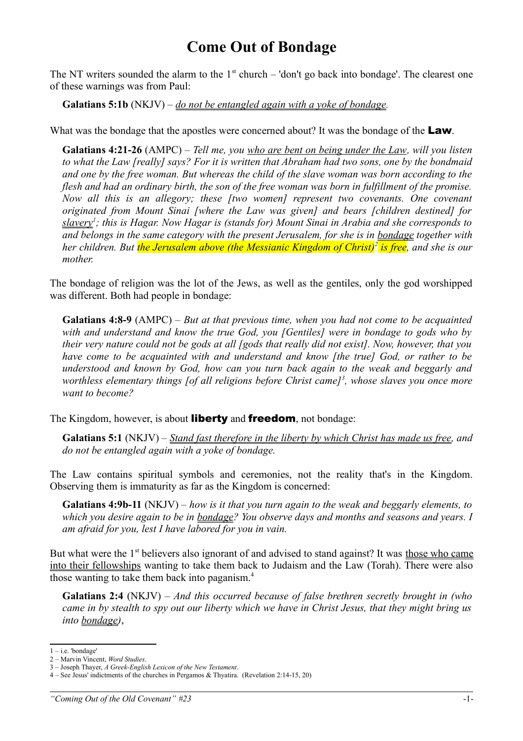# Come Out of Bondage

The NT writers sounded the alarm to the 1st church – 'don't go back into bondage'. The clearest one of these warnings was from Paul:

> **Galatians 5:1b** (NKJV) – *do not be entangled again with a yoke of bondage.*

What was the bondage that the apostles were concerned about? It was the bondage of the **Law**.

> **Galatians 4:21-26** (AMPC) – *Tell me, you who are bent on being under the Law, will you listen to what the Law [really] says? For it is written that Abraham had two sons, one by the bondmaid and one by the free woman. But whereas the child of the slave woman was born according to the flesh and had an ordinary birth, the son of the free woman was born in fulfillment of the promise. Now all this is an allegory; these [two women] represent two covenants. One covenant originated from Mount Sinai [where the Law was given] and bears [children destined] for slavery*[1]*; this is Hagar. Now Hagar is (stands for) Mount Sinai in Arabia and she corresponds to and belongs in the same category with the present Jerusalem, for she is in bondage together with her children. But the Jerusalem above (the Messianic Kingdom of Christ)*[2] *is free, and she is our mother.*

The bondage of religion was the lot of the Jews, as well as the gentiles, only the god worshipped was different. Both had people in bondage:

> **Galatians 4:8-9** (AMPC) – *But at that previous time, when you had not come to be acquainted with and understand and know the true God, you [Gentiles] were in bondage to gods who by their very nature could not be gods at all [gods that really did not exist]. Now, however, that you have come to be acquainted with and understand and know [the true] God, or rather to be understood and known by God, how can you turn back again to the weak and beggarly and worthless elementary things [of all religions before Christ came]*[3]*, whose slaves you once more want to become?*

The Kingdom, however, is about **liberty** and **freedom**, not bondage:

> **Galatians 5:1** (NKJV) – *Stand fast therefore in the liberty by which Christ has made us free, and do not be entangled again with a yoke of bondage.*

The Law contains spiritual symbols and ceremonies, not the reality that's in the Kingdom. Observing them is immaturity as far as the Kingdom is concerned:

> **Galatians 4:9b-11** (NKJV) – *how is it that you turn again to the weak and beggarly elements, to which you desire again to be in bondage? You observe days and months and seasons and years. I am afraid for you, lest I have labored for you in vain.*

But what were the 1st believers also ignorant of and advised to stand against? It was those who came into their fellowships wanting to take them back to Judaism and the Law (Torah). There were also those wanting to take them back into paganism.[4]

> **Galatians 2:4** (NKJV) – *And this occurred because of false brethren secretly brought in (who came in by stealth to spy out our liberty which we have in Christ Jesus, that they might bring us into bondage)*,

---

1 – i.e. 'bondage'
2 – Marvin Vincent, *Word Studies*.
3 – Joseph Thayer, *A Greek-English Lexicon of the New Testament*.
4 – See Jesus' indictments of the churches in Pergamos & Thyatira. (Revelation 2:14-15, 20)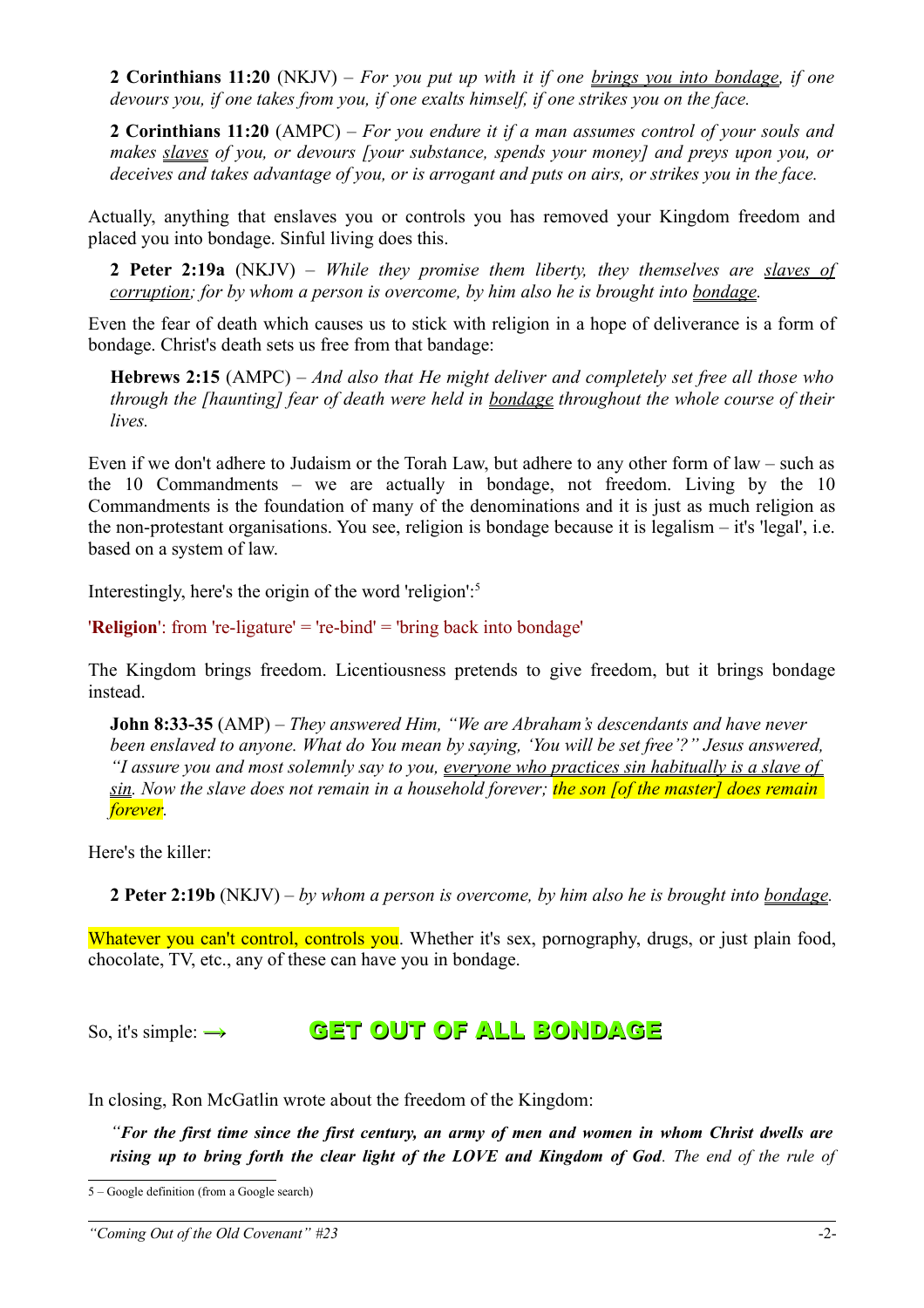> **2 Corinthians 11:20** (NKJV) – *For you put up with it if one brings you into bondage, if one devours you, if one takes from you, if one exalts himself, if one strikes you on the face.*

> **2 Corinthians 11:20** (AMPC) – *For you endure it if a man assumes control of your souls and makes slaves of you, or devours [your substance, spends your money] and preys upon you, or deceives and takes advantage of you, or is arrogant and puts on airs, or strikes you in the face.*

Actually, anything that enslaves you or controls you has removed your Kingdom freedom and placed you into bondage. Sinful living does this.

> **2 Peter 2:19a** (NKJV) – *While they promise them liberty, they themselves are slaves of corruption; for by whom a person is overcome, by him also he is brought into bondage.*

Even the fear of death which causes us to stick with religion in a hope of deliverance is a form of bondage. Christ's death sets us free from that bandage:

> **Hebrews 2:15** (AMPC) – *And also that He might deliver and completely set free all those who through the [haunting] fear of death were held in bondage throughout the whole course of their lives.*

Even if we don't adhere to Judaism or the Torah Law, but adhere to any other form of law – such as the 10 Commandments – we are actually in bondage, not freedom. Living by the 10 Commandments is the foundation of many of the denominations and it is just as much religion as the non-protestant organisations. You see, religion is bondage because it is legalism – it's 'legal', i.e. based on a system of law.

Interestingly, here's the origin of the word 'religion':[5]

'**Religion**': from 're-ligature' = 're-bind' = 'bring back into bondage'

The Kingdom brings freedom. Licentiousness pretends to give freedom, but it brings bondage instead.

> **John 8:33-35** (AMP) – *They answered Him, "We are Abraham's descendants and have never been enslaved to anyone. What do You mean by saying, 'You will be set free'?" Jesus answered, "I assure you and most solemnly say to you, everyone who practices sin habitually is a slave of sin. Now the slave does not remain in a household forever; the son [of the master] does remain forever.*

Here's the killer:

> **2 Peter 2:19b** (NKJV) – *by whom a person is overcome, by him also he is brought into bondage.*

Whatever you can't control, controls you. Whether it's sex, pornography, drugs, or just plain food, chocolate, TV, etc., any of these can have you in bondage.

So, it's simple: → **GET OUT OF ALL BONDAGE**

In closing, Ron McGatlin wrote about the freedom of the Kingdom:

> *"**For the first time since the first century, an army of men and women in whom Christ dwells are rising up to bring forth the clear light of the LOVE and Kingdom of God**. The end of the rule of*

5 – Google definition (from a Google search)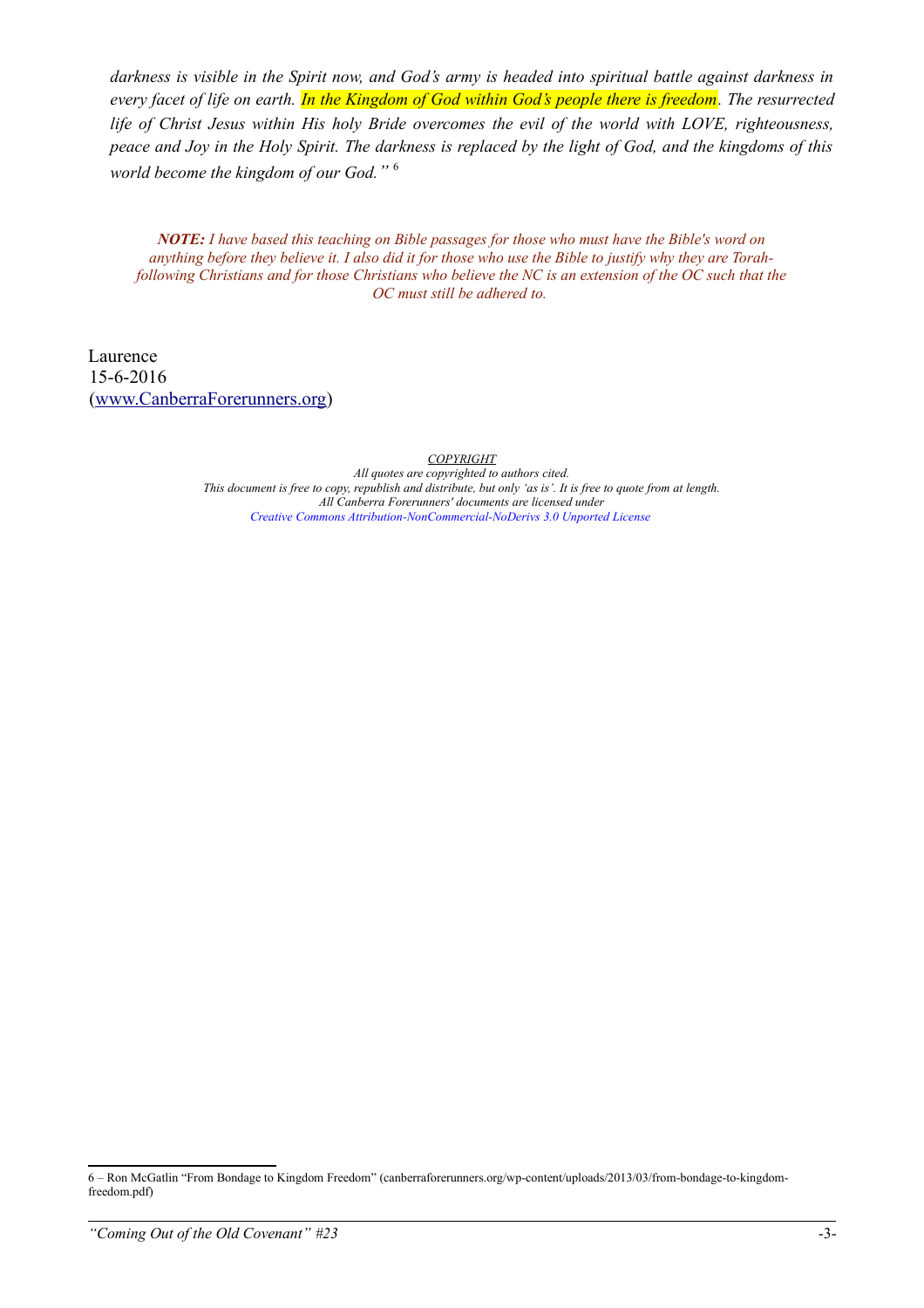*darkness is visible in the Spirit now, and God's army is headed into spiritual battle against darkness in every facet of life on earth. In the Kingdom of God within God's people there is freedom. The resurrected life of Christ Jesus within His holy Bride overcomes the evil of the world with LOVE, righteousness, peace and Joy in the Holy Spirit. The darkness is replaced by the light of God, and the kingdoms of this world become the kingdom of our God."* [6]

***NOTE:** I have based this teaching on Bible passages for those who must have the Bible's word on anything before they believe it. I also did it for those who use the Bible to justify why they are Torah-following Christians and for those Christians who believe the NC is an extension of the OC such that the OC must still be adhered to.*

Laurence
15-6-2016
([www.CanberraForerunners.org](http://www.CanberraForerunners.org))

*COPYRIGHT*
*All quotes are copyrighted to authors cited.*
*This document is free to copy, republish and distribute, but only 'as is'. It is free to quote from at length.*
*All Canberra Forerunners' documents are licensed under*
*Creative Commons Attribution-NonCommercial-NoDerivs 3.0 Unported License*

---

6 – Ron McGatlin "From Bondage to Kingdom Freedom" (canberraforerunners.org/wp-content/uploads/2013/03/from-bondage-to-kingdom-freedom.pdf)